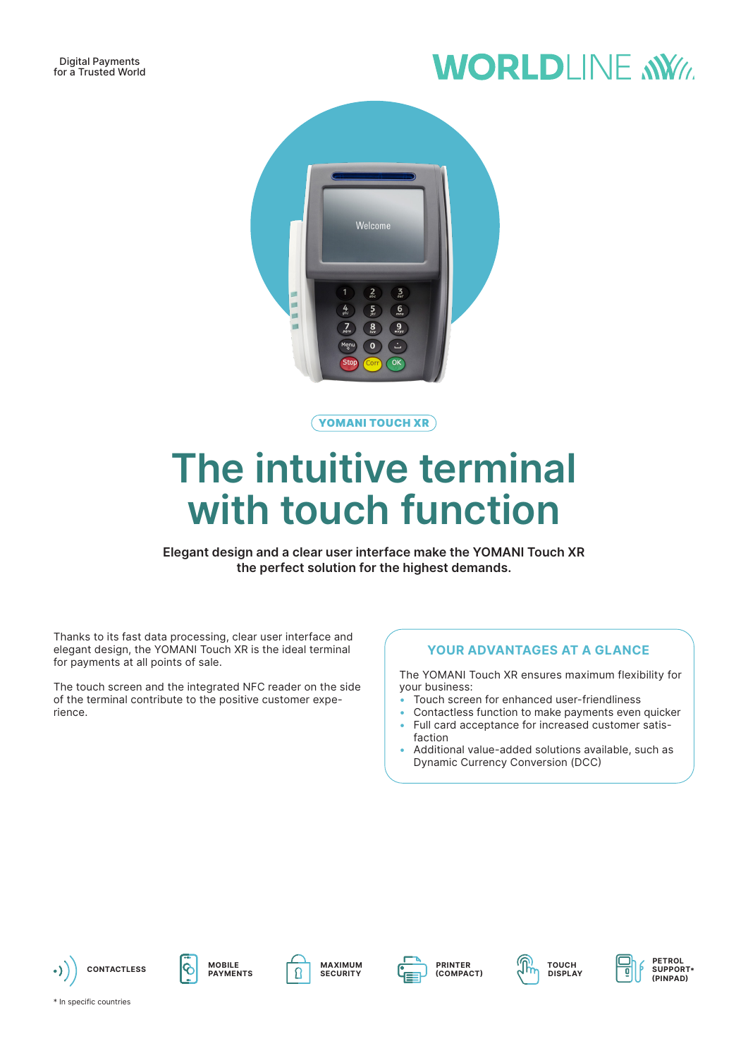Digital Payments
for a Trusted World

WORLDLINE

YOMANI TOUCH XR

# The intuitive terminal with touch function

**Elegant design and a clear user interface make the YOMANI Touch XR the perfect solution for the highest demands.**

Thanks to its fast data processing, clear user interface and elegant design, the YOMANI Touch XR is the ideal terminal for payments at all points of sale.

The touch screen and the integrated NFC reader on the side of the terminal contribute to the positive customer experience.

## YOUR ADVANTAGES AT A GLANCE

The YOMANI Touch XR ensures maximum flexibility for your business:

- Touch screen for enhanced user-friendliness
- Contactless function to make payments even quicker
- Full card acceptance for increased customer satisfaction
- Additional value-added solutions available, such as Dynamic Currency Conversion (DCC)

CONTACTLESS | MOBILE PAYMENTS | MAXIMUM SECURITY | PRINTER (COMPACT) | TOUCH DISPLAY | PETROL SUPPORT* (PINPAD)

* In specific countries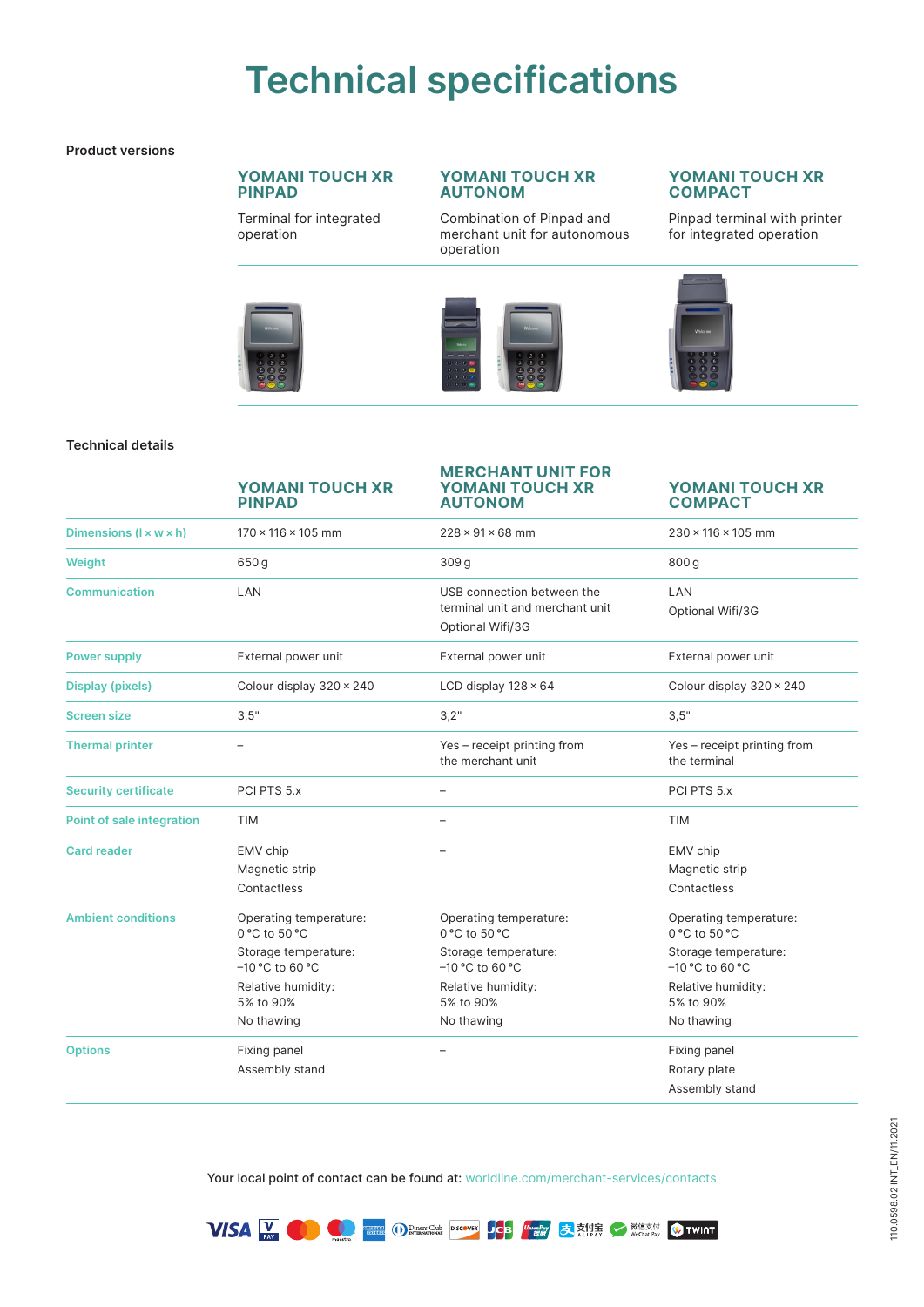# Technical specifications

**Product versions**

| | YOMANI TOUCH XR PINPAD | YOMANI TOUCH XR AUTONOM | YOMANI TOUCH XR COMPACT |
|---|---|---|---|
| | Terminal for integrated operation | Combination of Pinpad and merchant unit for autonomous operation | Pinpad terminal with printer for integrated operation |

**Technical details**

| | YOMANI TOUCH XR PINPAD | MERCHANT UNIT FOR YOMANI TOUCH XR AUTONOM | YOMANI TOUCH XR COMPACT |
|---|---|---|---|
| Dimensions (l × w × h) | 170 × 116 × 105 mm | 228 × 91 × 68 mm | 230 × 116 × 105 mm |
| Weight | 650 g | 309 g | 800 g |
| Communication | LAN | USB connection between the terminal unit and merchant unit<br>Optional Wifi/3G | LAN<br>Optional Wifi/3G |
| Power supply | External power unit | External power unit | External power unit |
| Display (pixels) | Colour display 320 × 240 | LCD display 128 × 64 | Colour display 320 × 240 |
| Screen size | 3,5" | 3,2" | 3,5" |
| Thermal printer | – | Yes – receipt printing from the merchant unit | Yes – receipt printing from the terminal |
| Security certificate | PCI PTS 5.x | – | PCI PTS 5.x |
| Point of sale integration | TIM | – | TIM |
| Card reader | EMV chip<br>Magnetic strip<br>Contactless | – | EMV chip<br>Magnetic strip<br>Contactless |
| Ambient conditions | Operating temperature: 0 °C to 50 °C<br>Storage temperature: –10 °C to 60 °C<br>Relative humidity: 5% to 90%<br>No thawing | Operating temperature: 0 °C to 50 °C<br>Storage temperature: –10 °C to 60 °C<br>Relative humidity: 5% to 90%<br>No thawing | Operating temperature: 0 °C to 50 °C<br>Storage temperature: –10 °C to 60 °C<br>Relative humidity: 5% to 90%<br>No thawing |
| Options | Fixing panel<br>Assembly stand | – | Fixing panel<br>Rotary plate<br>Assembly stand |

Your local point of contact can be found at: worldline.com/merchant-services/contacts

110.0598.02 INT_EN/11.2021